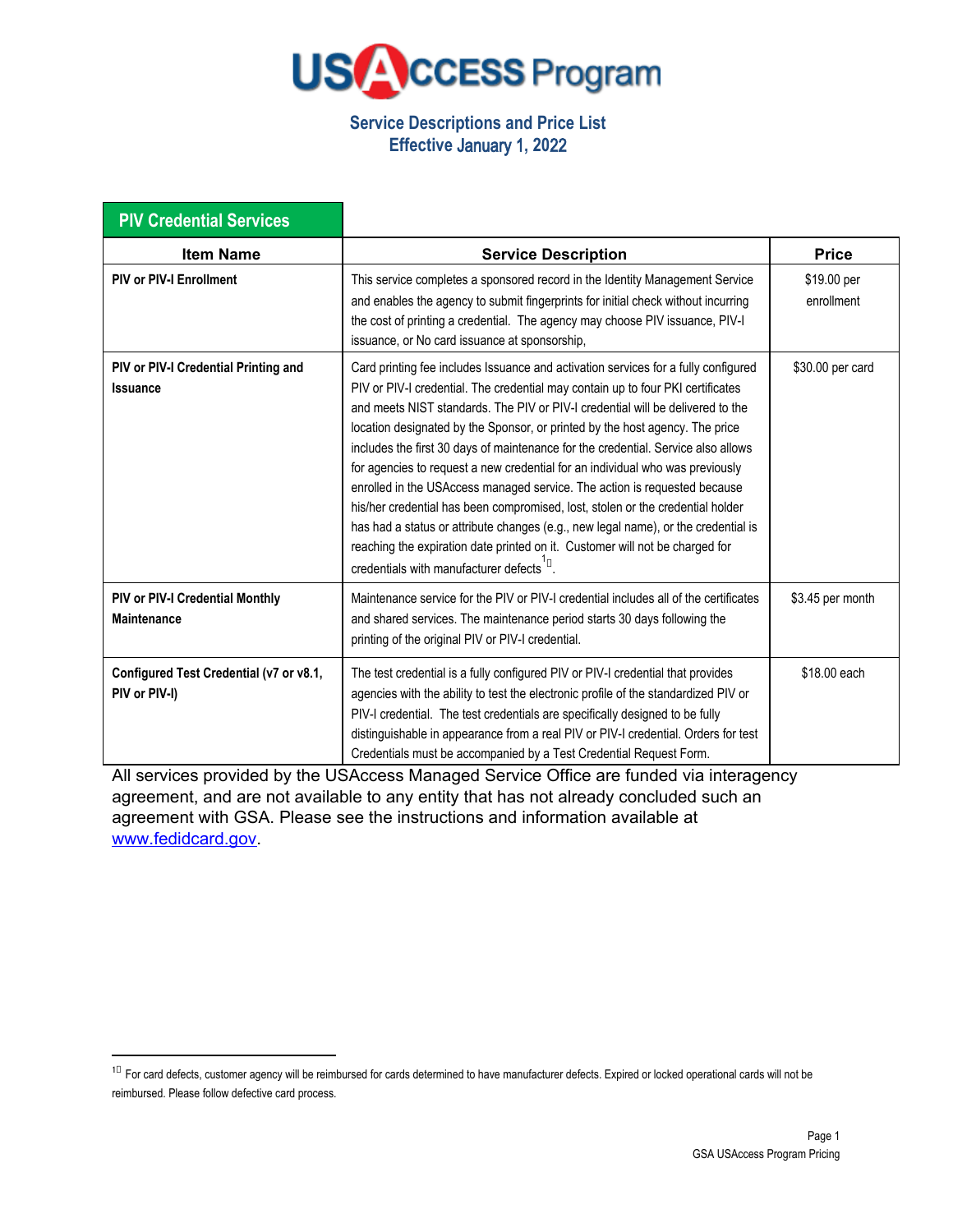# USAccess Program

## Service Descriptions and Price List
## Effective January 1, 2022

### PIV Credential Services

| Item Name | Service Description | Price |
|---|---|---|
| **PIV or PIV-I Enrollment** | This service completes a sponsored record in the Identity Management Service and enables the agency to submit fingerprints for initial check without incurring the cost of printing a credential. The agency may choose PIV issuance, PIV-I issuance, or No card issuance at sponsorship, | $19.00 per enrollment |
| **PIV or PIV-I Credential Printing and Issuance** | Card printing fee includes Issuance and activation services for a fully configured PIV or PIV-I credential. The credential may contain up to four PKI certificates and meets NIST standards. The PIV or PIV-I credential will be delivered to the location designated by the Sponsor, or printed by the host agency. The price includes the first 30 days of maintenance for the credential. Service also allows for agencies to request a new credential for an individual who was previously enrolled in the USAccess managed service. The action is requested because his/her credential has been compromised, lost, stolen or the credential holder has had a status or attribute changes (e.g., new legal name), or the credential is reaching the expiration date printed on it. Customer will not be charged for credentials with manufacturer defects[1]. | $30.00 per card |
| **PIV or PIV-I Credential Monthly Maintenance** | Maintenance service for the PIV or PIV-I credential includes all of the certificates and shared services. The maintenance period starts 30 days following the printing of the original PIV or PIV-I credential. | $3.45 per month |
| **Configured Test Credential (v7 or v8.1, PIV or PIV-I)** | The test credential is a fully configured PIV or PIV-I credential that provides agencies with the ability to test the electronic profile of the standardized PIV or PIV-I credential. The test credentials are specifically designed to be fully distinguishable in appearance from a real PIV or PIV-I credential. Orders for test Credentials must be accompanied by a Test Credential Request Form. | $18.00 each |

All services provided by the USAccess Managed Service Office are funded via interagency agreement, and are not available to any entity that has not already concluded such an agreement with GSA. Please see the instructions and information available at www.fedidcard.gov.

[1] For card defects, customer agency will be reimbursed for cards determined to have manufacturer defects. Expired or locked operational cards will not be reimbursed. Please follow defective card process.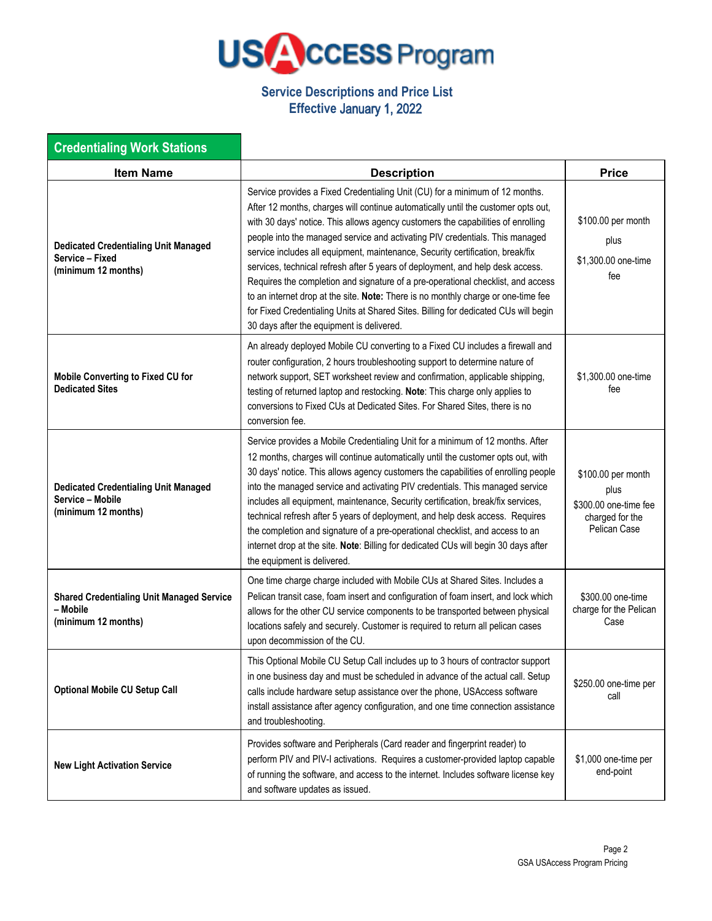# USAccess Program

## Service Descriptions and Price List
## Effective January 1, 2022

### Credentialing Work Stations

| Item Name | Description | Price |
|---|---|---|
| **Dedicated Credentialing Unit Managed Service – Fixed (minimum 12 months)** | Service provides a Fixed Credentialing Unit (CU) for a minimum of 12 months. After 12 months, charges will continue automatically until the customer opts out, with 30 days' notice. This allows agency customers the capabilities of enrolling people into the managed service and activating PIV credentials. This managed service includes all equipment, maintenance, Security certification, break/fix services, technical refresh after 5 years of deployment, and help desk access. Requires the completion and signature of a pre-operational checklist, and access to an internet drop at the site. **Note:** There is no monthly charge or one-time fee for Fixed Credentialing Units at Shared Sites. Billing for dedicated CUs will begin 30 days after the equipment is delivered. | $100.00 per month plus $1,300.00 one-time fee |
| **Mobile Converting to Fixed CU for Dedicated Sites** | An already deployed Mobile CU converting to a Fixed CU includes a firewall and router configuration, 2 hours troubleshooting support to determine nature of network support, SET worksheet review and confirmation, applicable shipping, testing of returned laptop and restocking. **Note**: This charge only applies to conversions to Fixed CUs at Dedicated Sites. For Shared Sites, there is no conversion fee. | $1,300.00 one-time fee |
| **Dedicated Credentialing Unit Managed Service – Mobile (minimum 12 months)** | Service provides a Mobile Credentialing Unit for a minimum of 12 months. After 12 months, charges will continue automatically until the customer opts out, with 30 days' notice. This allows agency customers the capabilities of enrolling people into the managed service and activating PIV credentials. This managed service includes all equipment, maintenance, Security certification, break/fix services, technical refresh after 5 years of deployment, and help desk access. Requires the completion and signature of a pre-operational checklist, and access to an internet drop at the site. **Note**: Billing for dedicated CUs will begin 30 days after the equipment is delivered. | $100.00 per month plus $300.00 one-time fee charged for the Pelican Case |
| **Shared Credentialing Unit Managed Service – Mobile (minimum 12 months)** | One time charge charge included with Mobile CUs at Shared Sites. Includes a Pelican transit case, foam insert and configuration of foam insert, and lock which allows for the other CU service components to be transported between physical locations safely and securely. Customer is required to return all pelican cases upon decommission of the CU. | $300.00 one-time charge for the Pelican Case |
| **Optional Mobile CU Setup Call** | This Optional Mobile CU Setup Call includes up to 3 hours of contractor support in one business day and must be scheduled in advance of the actual call. Setup calls include hardware setup assistance over the phone, USAccess software install assistance after agency configuration, and one time connection assistance and troubleshooting. | $250.00 one-time per call |
| **New Light Activation Service** | Provides software and Peripherals (Card reader and fingerprint reader) to perform PIV and PIV-I activations. Requires a customer-provided laptop capable of running the software, and access to the internet. Includes software license key and software updates as issued. | $1,000 one-time per end-point |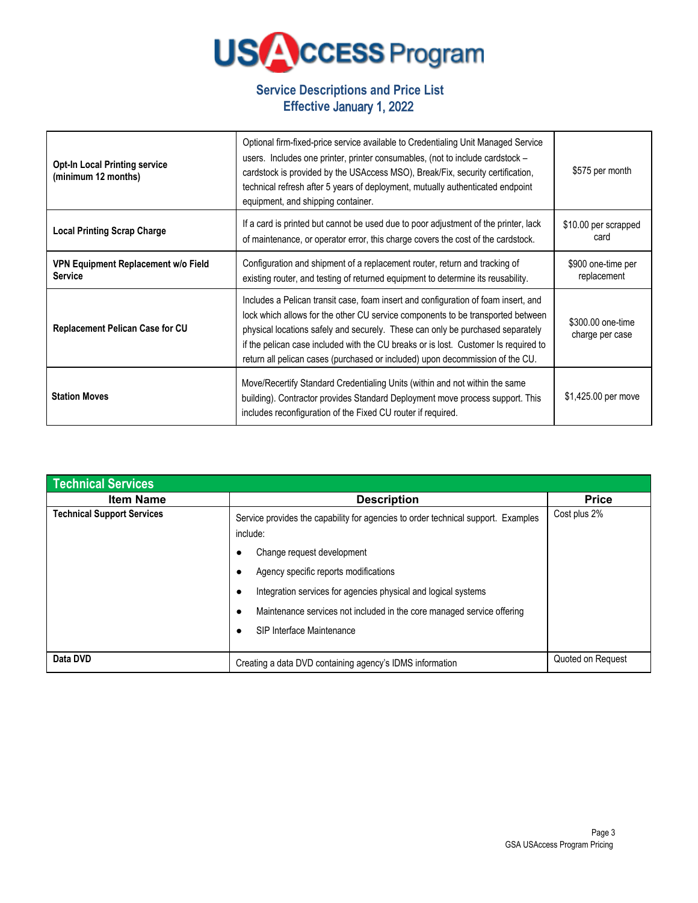# USAccess Program

## Service Descriptions and Price List
### Effective January 1, 2022

| | | |
|---|---|---|
| **Opt-In Local Printing service (minimum 12 months)** | Optional firm-fixed-price service available to Credentialing Unit Managed Service users. Includes one printer, printer consumables, (not to include cardstock – cardstock is provided by the USAccess MSO), Break/Fix, security certification, technical refresh after 5 years of deployment, mutually authenticated endpoint equipment, and shipping container. | $575 per month |
| **Local Printing Scrap Charge** | If a card is printed but cannot be used due to poor adjustment of the printer, lack of maintenance, or operator error, this charge covers the cost of the cardstock. | $10.00 per scrapped card |
| **VPN Equipment Replacement w/o Field Service** | Configuration and shipment of a replacement router, return and tracking of existing router, and testing of returned equipment to determine its reusability. | $900 one-time per replacement |
| **Replacement Pelican Case for CU** | Includes a Pelican transit case, foam insert and configuration of foam insert, and lock which allows for the other CU service components to be transported between physical locations safely and securely. These can only be purchased separately if the pelican case included with the CU breaks or is lost. Customer Is required to return all pelican cases (purchased or included) upon decommission of the CU. | $300.00 one-time charge per case |
| **Station Moves** | Move/Recertify Standard Credentialing Units (within and not within the same building). Contractor provides Standard Deployment move process support. This includes reconfiguration of the Fixed CU router if required. | $1,425.00 per move |

## Technical Services

| Item Name | Description | Price |
|---|---|---|
| **Technical Support Services** | Service provides the capability for agencies to order technical support. Examples include:<br>● Change request development<br>● Agency specific reports modifications<br>● Integration services for agencies physical and logical systems<br>● Maintenance services not included in the core managed service offering<br>● SIP Interface Maintenance | Cost plus 2% |
| **Data DVD** | Creating a data DVD containing agency's IDMS information | Quoted on Request |